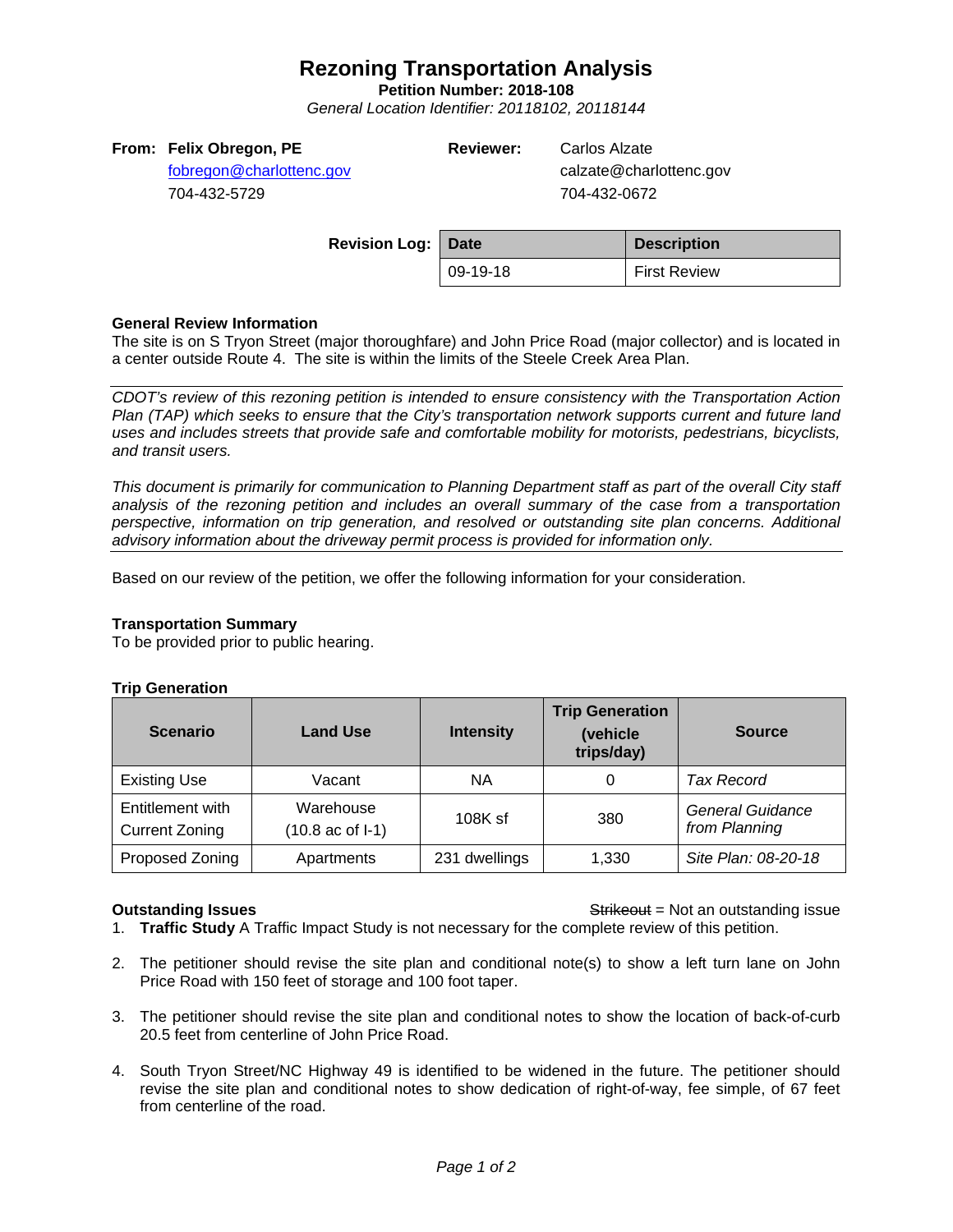# Rezoning Transportation Analysis

**Petition Number: 2018-108**

*General Location Identifier: 20118102, 20118144*

**From: Felix Obregon, PE**
fobregon@charlottenc.gov
704-432-5729

**Reviewer:** Carlos Alzate
calzate@charlottenc.gov
704-432-0672

**Revision Log:**

| Date | Description |
|---|---|
| 09-19-18 | First Review |

### General Review Information

The site is on S Tryon Street (major thoroughfare) and John Price Road (major collector) and is located in a center outside Route 4. The site is within the limits of the Steele Creek Area Plan.

*CDOT's review of this rezoning petition is intended to ensure consistency with the Transportation Action Plan (TAP) which seeks to ensure that the City's transportation network supports current and future land uses and includes streets that provide safe and comfortable mobility for motorists, pedestrians, bicyclists, and transit users.*

*This document is primarily for communication to Planning Department staff as part of the overall City staff analysis of the rezoning petition and includes an overall summary of the case from a transportation perspective, information on trip generation, and resolved or outstanding site plan concerns. Additional advisory information about the driveway permit process is provided for information only.*

Based on our review of the petition, we offer the following information for your consideration.

### Transportation Summary

To be provided prior to public hearing.

### Trip Generation

| Scenario | Land Use | Intensity | Trip Generation (vehicle trips/day) | Source |
|---|---|---|---|---|
| Existing Use | Vacant | NA | 0 | *Tax Record* |
| Entitlement with Current Zoning | Warehouse (10.8 ac of I-1) | 108K sf | 380 | *General Guidance from Planning* |
| Proposed Zoning | Apartments | 231 dwellings | 1,330 | *Site Plan: 08-20-18* |

### Outstanding Issues

~~Strikeout~~ = Not an outstanding issue

1. **Traffic Study** A Traffic Impact Study is not necessary for the complete review of this petition.
2. The petitioner should revise the site plan and conditional note(s) to show a left turn lane on John Price Road with 150 feet of storage and 100 foot taper.
3. The petitioner should revise the site plan and conditional notes to show the location of back-of-curb 20.5 feet from centerline of John Price Road.
4. South Tryon Street/NC Highway 49 is identified to be widened in the future. The petitioner should revise the site plan and conditional notes to show dedication of right-of-way, fee simple, of 67 feet from centerline of the road.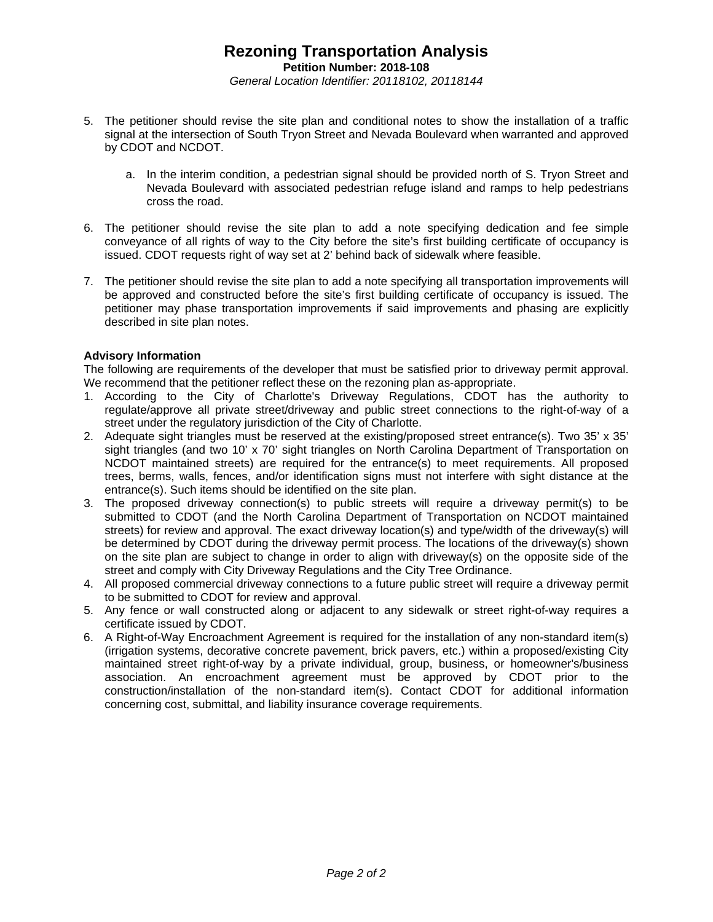5. The petitioner should revise the site plan and conditional notes to show the installation of a traffic signal at the intersection of South Tryon Street and Nevada Boulevard when warranted and approved by CDOT and NCDOT.

    a. In the interim condition, a pedestrian signal should be provided north of S. Tryon Street and Nevada Boulevard with associated pedestrian refuge island and ramps to help pedestrians cross the road.

6. The petitioner should revise the site plan to add a note specifying dedication and fee simple conveyance of all rights of way to the City before the site's first building certificate of occupancy is issued. CDOT requests right of way set at 2' behind back of sidewalk where feasible.

7. The petitioner should revise the site plan to add a note specifying all transportation improvements will be approved and constructed before the site's first building certificate of occupancy is issued. The petitioner may phase transportation improvements if said improvements and phasing are explicitly described in site plan notes.

**Advisory Information**

The following are requirements of the developer that must be satisfied prior to driveway permit approval. We recommend that the petitioner reflect these on the rezoning plan as-appropriate.

1. According to the City of Charlotte's Driveway Regulations, CDOT has the authority to regulate/approve all private street/driveway and public street connections to the right-of-way of a street under the regulatory jurisdiction of the City of Charlotte.
2. Adequate sight triangles must be reserved at the existing/proposed street entrance(s). Two 35' x 35' sight triangles (and two 10' x 70' sight triangles on North Carolina Department of Transportation on NCDOT maintained streets) are required for the entrance(s) to meet requirements. All proposed trees, berms, walls, fences, and/or identification signs must not interfere with sight distance at the entrance(s). Such items should be identified on the site plan.
3. The proposed driveway connection(s) to public streets will require a driveway permit(s) to be submitted to CDOT (and the North Carolina Department of Transportation on NCDOT maintained streets) for review and approval. The exact driveway location(s) and type/width of the driveway(s) will be determined by CDOT during the driveway permit process. The locations of the driveway(s) shown on the site plan are subject to change in order to align with driveway(s) on the opposite side of the street and comply with City Driveway Regulations and the City Tree Ordinance.
4. All proposed commercial driveway connections to a future public street will require a driveway permit to be submitted to CDOT for review and approval.
5. Any fence or wall constructed along or adjacent to any sidewalk or street right-of-way requires a certificate issued by CDOT.
6. A Right-of-Way Encroachment Agreement is required for the installation of any non-standard item(s) (irrigation systems, decorative concrete pavement, brick pavers, etc.) within a proposed/existing City maintained street right-of-way by a private individual, group, business, or homeowner's/business association. An encroachment agreement must be approved by CDOT prior to the construction/installation of the non-standard item(s). Contact CDOT for additional information concerning cost, submittal, and liability insurance coverage requirements.